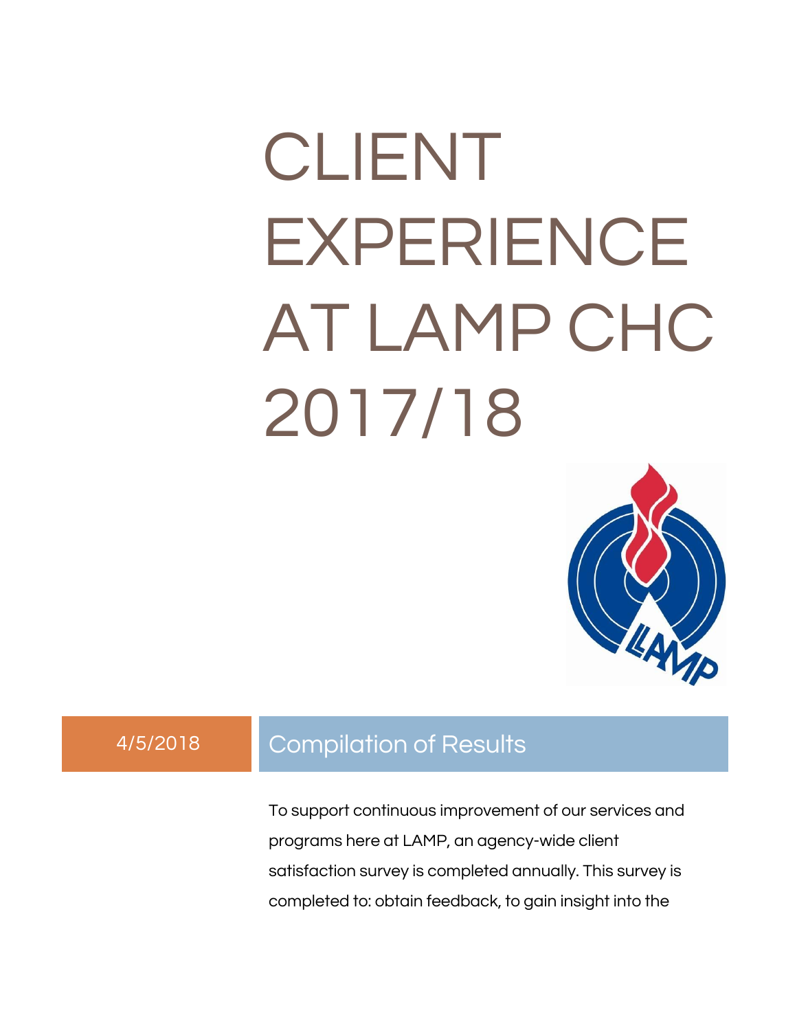# CLIENT EXPERIENCE AT LAMP CHC 2017/18

4/5/2018

## Compilation of Results

To support continuous improvement of our services and programs here at LAMP, an agency-wide client satisfaction survey is completed annually. This survey is completed to: obtain feedback, to gain insight into the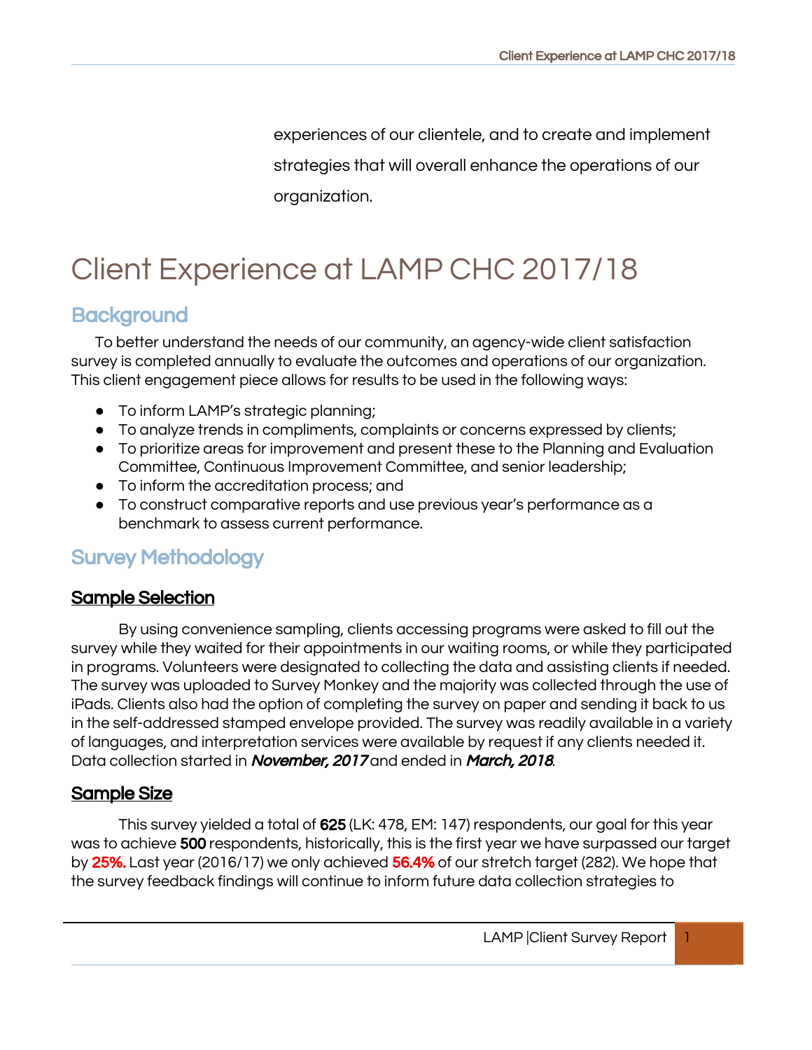experiences of our clientele, and to create and implement strategies that will overall enhance the operations of our organization.

# Client Experience at LAMP CHC 2017/18

## Background

To better understand the needs of our community, an agency-wide client satisfaction survey is completed annually to evaluate the outcomes and operations of our organization. This client engagement piece allows for results to be used in the following ways:

- To inform LAMP's strategic planning;
- To analyze trends in compliments, complaints or concerns expressed by clients;
- To prioritize areas for improvement and present these to the Planning and Evaluation Committee, Continuous Improvement Committee, and senior leadership;
- To inform the accreditation process; and
- To construct comparative reports and use previous year's performance as a benchmark to assess current performance.

## Survey Methodology

### Sample Selection

By using convenience sampling, clients accessing programs were asked to fill out the survey while they waited for their appointments in our waiting rooms, or while they participated in programs. Volunteers were designated to collecting the data and assisting clients if needed. The survey was uploaded to Survey Monkey and the majority was collected through the use of iPads. Clients also had the option of completing the survey on paper and sending it back to us in the self-addressed stamped envelope provided. The survey was readily available in a variety of languages, and interpretation services were available by request if any clients needed it. Data collection started in ***November, 2017*** and ended in ***March, 2018***.

### Sample Size

This survey yielded a total of **625** (LK: 478, EM: 147) respondents, our goal for this year was to achieve **500** respondents, historically, this is the first year we have surpassed our target by **25%.** Last year (2016/17) we only achieved **56.4%** of our stretch target (282). We hope that the survey feedback findings will continue to inform future data collection strategies to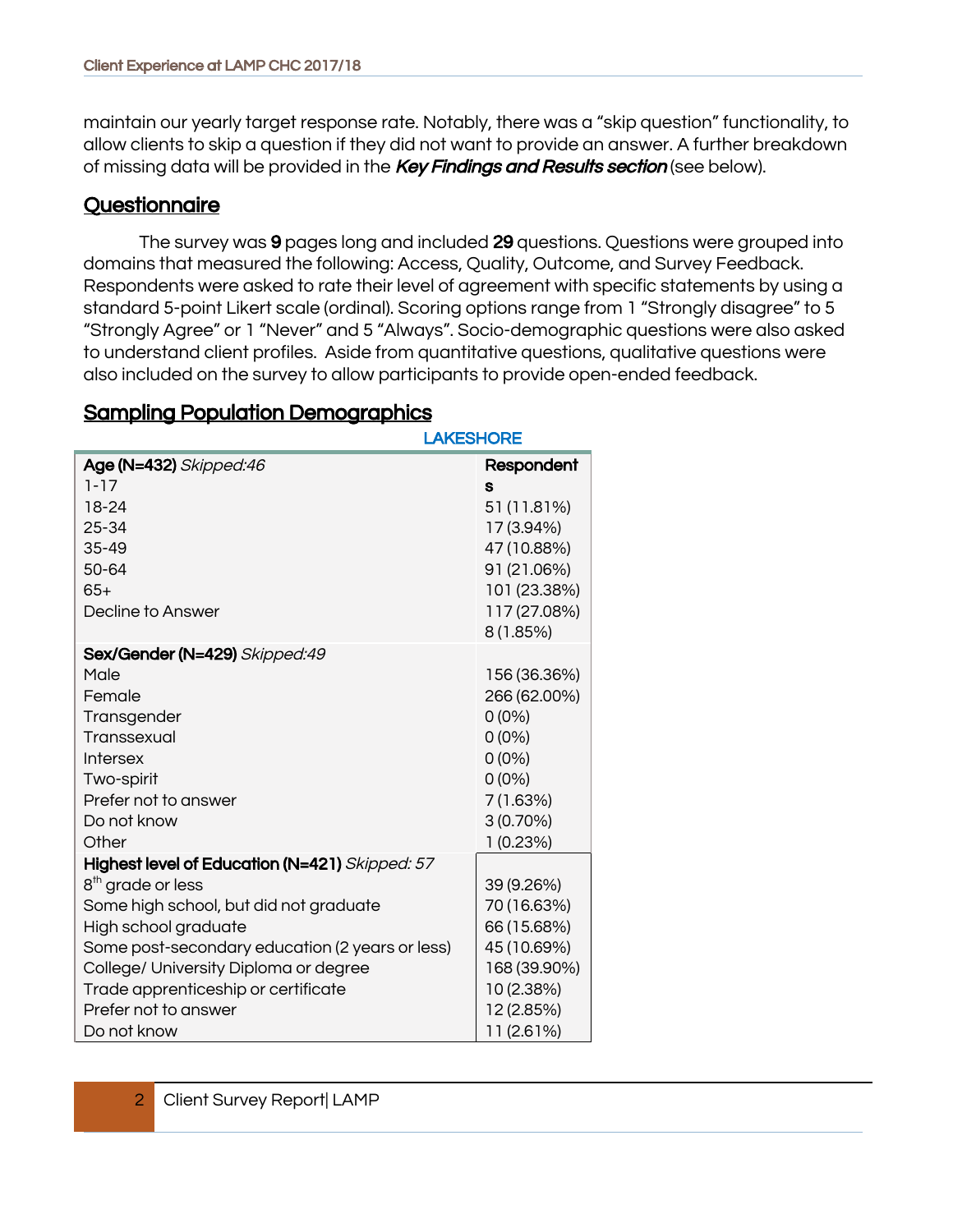maintain our yearly target response rate. Notably, there was a "skip question" functionality, to allow clients to skip a question if they did not want to provide an answer. A further breakdown of missing data will be provided in the ***Key Findings and Results section*** (see below).

## Questionnaire

The survey was **9** pages long and included **29** questions. Questions were grouped into domains that measured the following: Access, Quality, Outcome, and Survey Feedback. Respondents were asked to rate their level of agreement with specific statements by using a standard 5-point Likert scale (ordinal). Scoring options range from 1 "Strongly disagree" to 5 "Strongly Agree" or 1 "Never" and 5 "Always". Socio-demographic questions were also asked to understand client profiles. Aside from quantitative questions, qualitative questions were also included on the survey to allow participants to provide open-ended feedback.

## Sampling Population Demographics

LAKESHORE

| **Age (N=432)** *Skipped:46* | **Respondents** |
|---|---|
| 1-17 | 51 (11.81%) |
| 18-24 | 17 (3.94%) |
| 25-34 | 47 (10.88%) |
| 35-49 | 91 (21.06%) |
| 50-64 | 101 (23.38%) |
| 65+ | 117 (27.08%) |
| Decline to Answer | 8 (1.85%) |
| **Sex/Gender (N=429)** *Skipped:49* | |
| Male | 156 (36.36%) |
| Female | 266 (62.00%) |
| Transgender | 0 (0%) |
| Transsexual | 0 (0%) |
| Intersex | 0 (0%) |
| Two-spirit | 0 (0%) |
| Prefer not to answer | 7 (1.63%) |
| Do not know | 3 (0.70%) |
| Other | 1 (0.23%) |
| **Highest level of Education (N=421)** *Skipped: 57* | |
| 8th grade or less | 39 (9.26%) |
| Some high school, but did not graduate | 70 (16.63%) |
| High school graduate | 66 (15.68%) |
| Some post-secondary education (2 years or less) | 45 (10.69%) |
| College/ University Diploma or degree | 168 (39.90%) |
| Trade apprenticeship or certificate | 10 (2.38%) |
| Prefer not to answer | 12 (2.85%) |
| Do not know | 11 (2.61%) |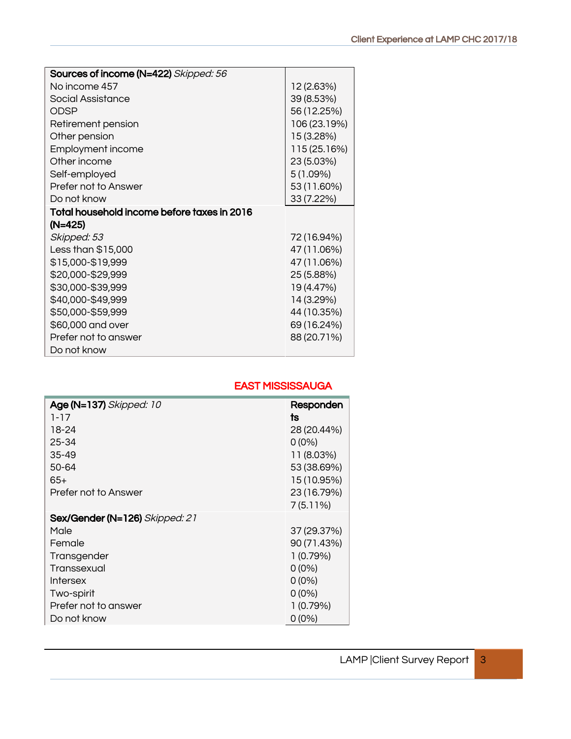| Sources of income (N=422) *Skipped: 56* | |
|---|---|
| No income 457 | 12 (2.63%) |
| Social Assistance | 39 (8.53%) |
| ODSP | 56 (12.25%) |
| Retirement pension | 106 (23.19%) |
| Other pension | 15 (3.28%) |
| Employment income | 115 (25.16%) |
| Other income | 23 (5.03%) |
| Self-employed | 5 (1.09%) |
| Prefer not to Answer | 53 (11.60%) |
| Do not know | 33 (7.22%) |
| **Total household income before taxes in 2016 (N=425)** | |
| *Skipped: 53* | 72 (16.94%) |
| Less than $15,000 | 47 (11.06%) |
| $15,000-$19,999 | 47 (11.06%) |
| $20,000-$29,999 | 25 (5.88%) |
| $30,000-$39,999 | 19 (4.47%) |
| $40,000-$49,999 | 14 (3.29%) |
| $50,000-$59,999 | 44 (10.35%) |
| $60,000 and over | 69 (16.24%) |
| Prefer not to answer | 88 (20.71%) |
| Do not know | |

## EAST MISSISSAUGA

| Age (N=137) *Skipped: 10* | Respondents |
|---|---|
| 1-17 | |
| 18-24 | 28 (20.44%) |
| 25-34 | 0 (0%) |
| 35-49 | 11 (8.03%) |
| 50-64 | 53 (38.69%) |
| 65+ | 15 (10.95%) |
| Prefer not to Answer | 23 (16.79%) |
| | 7 (5.11%) |
| **Sex/Gender (N=126)** *Skipped: 21* | |
| Male | 37 (29.37%) |
| Female | 90 (71.43%) |
| Transgender | 1 (0.79%) |
| Transsexual | 0 (0%) |
| Intersex | 0 (0%) |
| Two-spirit | 0 (0%) |
| Prefer not to answer | 1 (0.79%) |
| Do not know | 0 (0%) |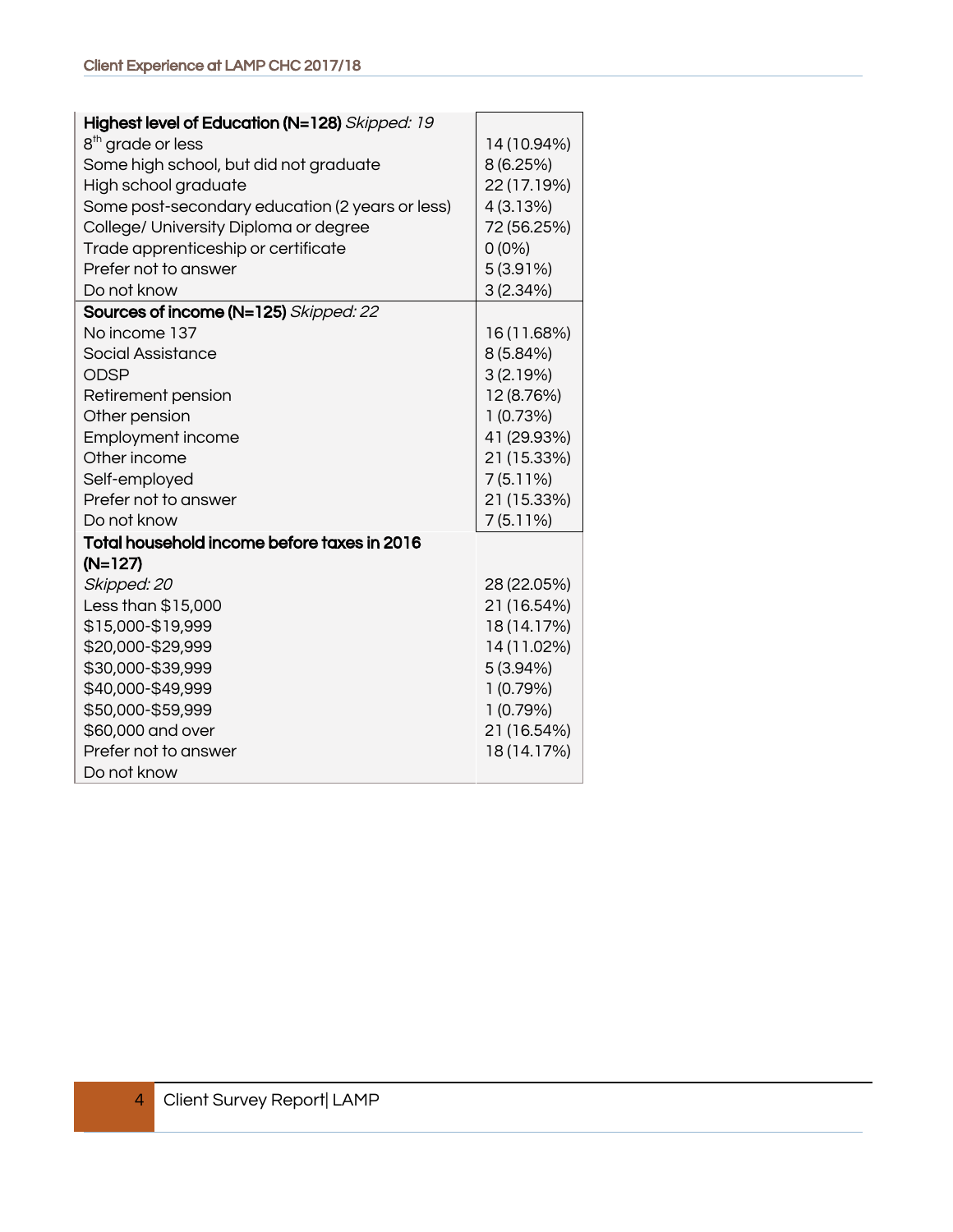| **Highest level of Education (N=128)** *Skipped: 19* | |
|---|---|
| 8th grade or less | 14 (10.94%) |
| Some high school, but did not graduate | 8 (6.25%) |
| High school graduate | 22 (17.19%) |
| Some post-secondary education (2 years or less) | 4 (3.13%) |
| College/ University Diploma or degree | 72 (56.25%) |
| Trade apprenticeship or certificate | 0 (0%) |
| Prefer not to answer | 5 (3.91%) |
| Do not know | 3 (2.34%) |
| **Sources of income (N=125)** *Skipped: 22* | |
| No income 137 | 16 (11.68%) |
| Social Assistance | 8 (5.84%) |
| ODSP | 3 (2.19%) |
| Retirement pension | 12 (8.76%) |
| Other pension | 1 (0.73%) |
| Employment income | 41 (29.93%) |
| Other income | 21 (15.33%) |
| Self-employed | 7 (5.11%) |
| Prefer not to answer | 21 (15.33%) |
| Do not know | 7 (5.11%) |
| **Total household income before taxes in 2016 (N=127)** | |
| *Skipped: 20* | 28 (22.05%) |
| Less than $15,000 | 21 (16.54%) |
| $15,000-$19,999 | 18 (14.17%) |
| $20,000-$29,999 | 14 (11.02%) |
| $30,000-$39,999 | 5 (3.94%) |
| $40,000-$49,999 | 1 (0.79%) |
| $50,000-$59,999 | 1 (0.79%) |
| $60,000 and over | 21 (16.54%) |
| Prefer not to answer | 18 (14.17%) |
| Do not know | |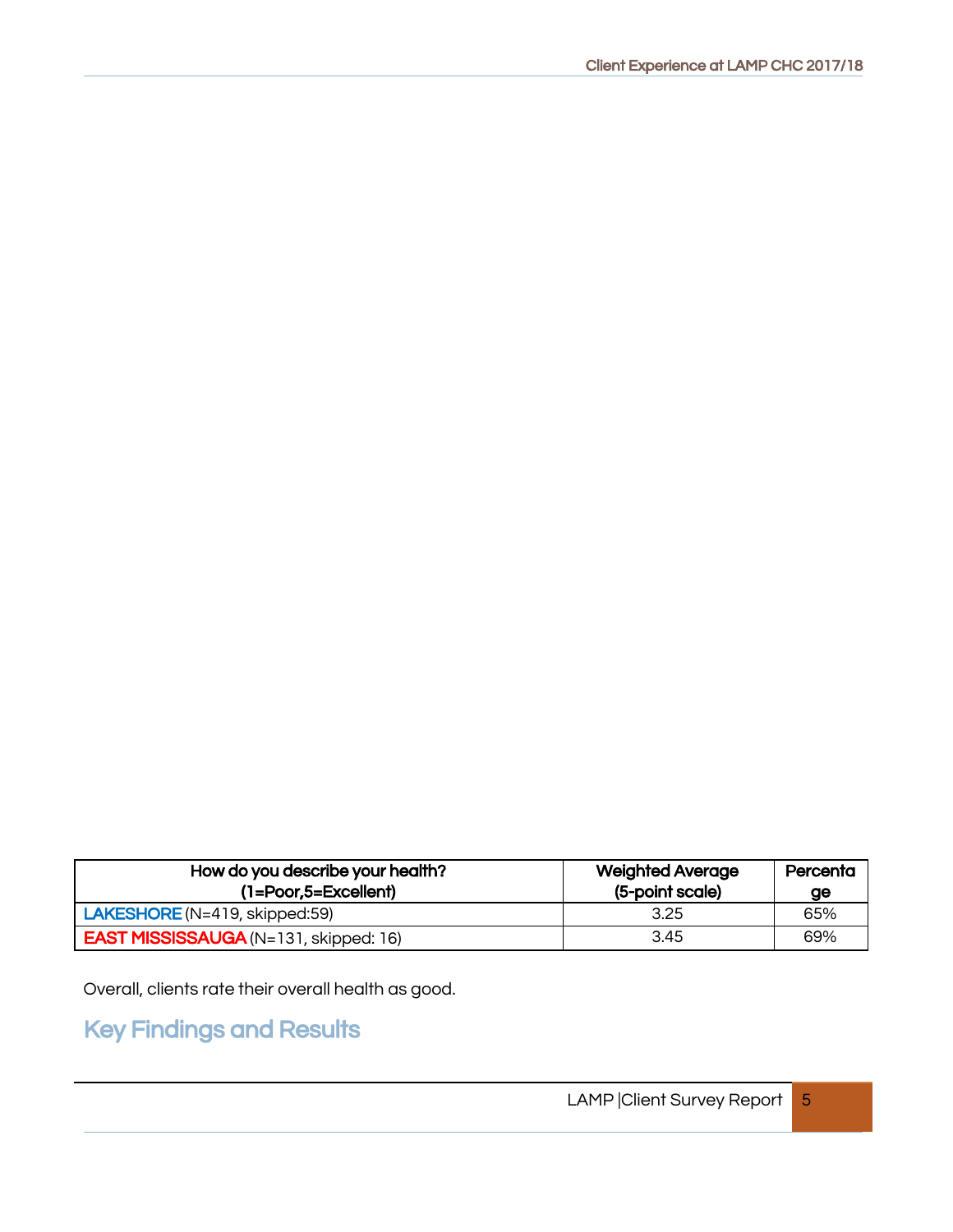| How do you describe your health? (1=Poor,5=Excellent) | Weighted Average (5-point scale) | Percentage |
|---|---|---|
| LAKESHORE (N=419, skipped:59) | 3.25 | 65% |
| EAST MISSISSAUGA (N=131, skipped: 16) | 3.45 | 69% |

Overall, clients rate their overall health as good.

## Key Findings and Results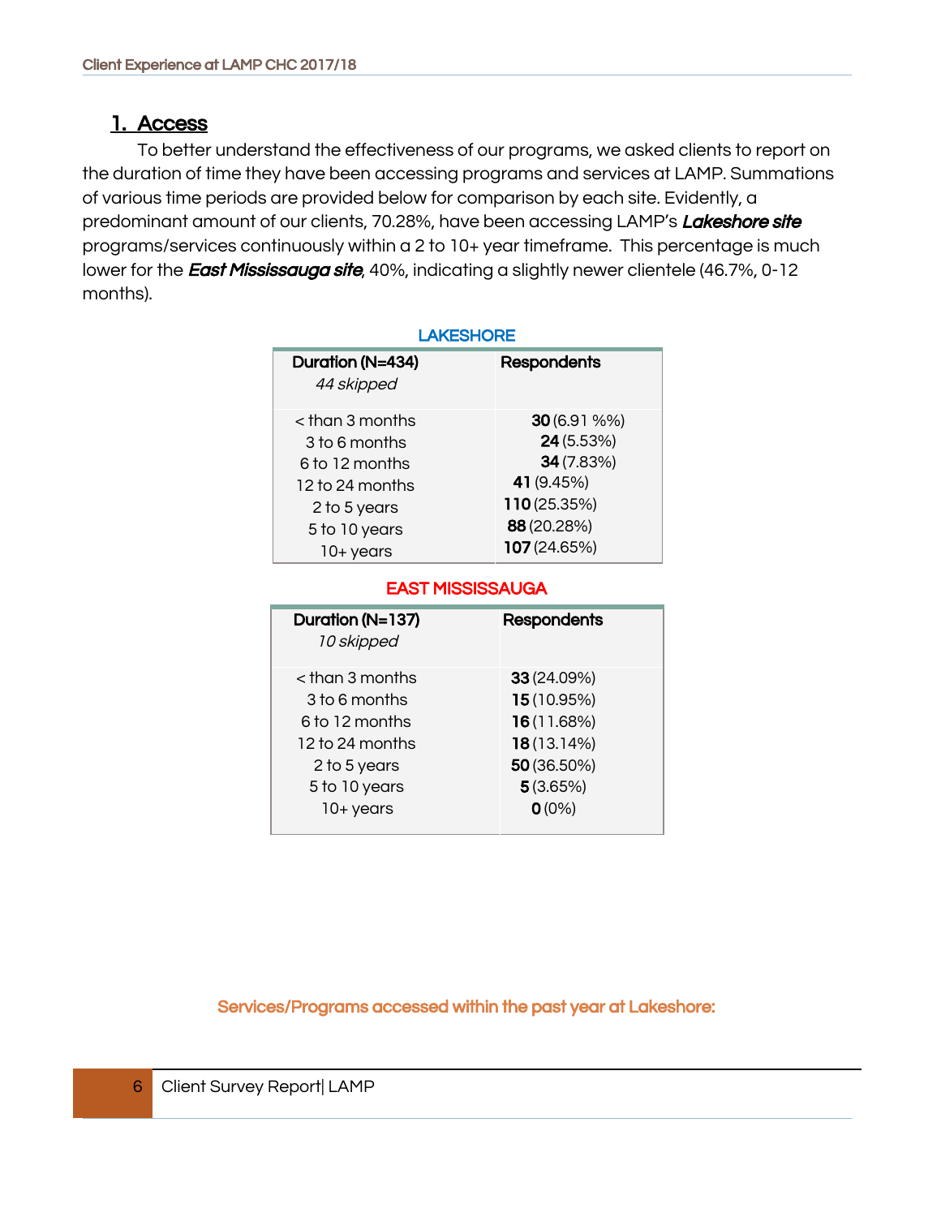## 1. Access

To better understand the effectiveness of our programs, we asked clients to report on the duration of time they have been accessing programs and services at LAMP. Summations of various time periods are provided below for comparison by each site. Evidently, a predominant amount of our clients, 70.28%, have been accessing LAMP's ***Lakeshore site*** programs/services continuously within a 2 to 10+ year timeframe. This percentage is much lower for the ***East Mississauga site***, 40%, indicating a slightly newer clientele (46.7%, 0-12 months).

**LAKESHORE**

| Duration (N=434) *44 skipped* | Respondents |
|---|---|
| < than 3 months | **30** (6.91 %%) |
| 3 to 6 months | **24** (5.53%) |
| 6 to 12 months | **34** (7.83%) |
| 12 to 24 months | **41** (9.45%) |
| 2 to 5 years | **110** (25.35%) |
| 5 to 10 years | **88** (20.28%) |
| 10+ years | **107** (24.65%) |

**EAST MISSISSAUGA**

| Duration (N=137) *10 skipped* | Respondents |
|---|---|
| < than 3 months | **33** (24.09%) |
| 3 to 6 months | **15** (10.95%) |
| 6 to 12 months | **16** (11.68%) |
| 12 to 24 months | **18** (13.14%) |
| 2 to 5 years | **50** (36.50%) |
| 5 to 10 years | **5** (3.65%) |
| 10+ years | **0** (0%) |

**Services/Programs accessed within the past year at Lakeshore:**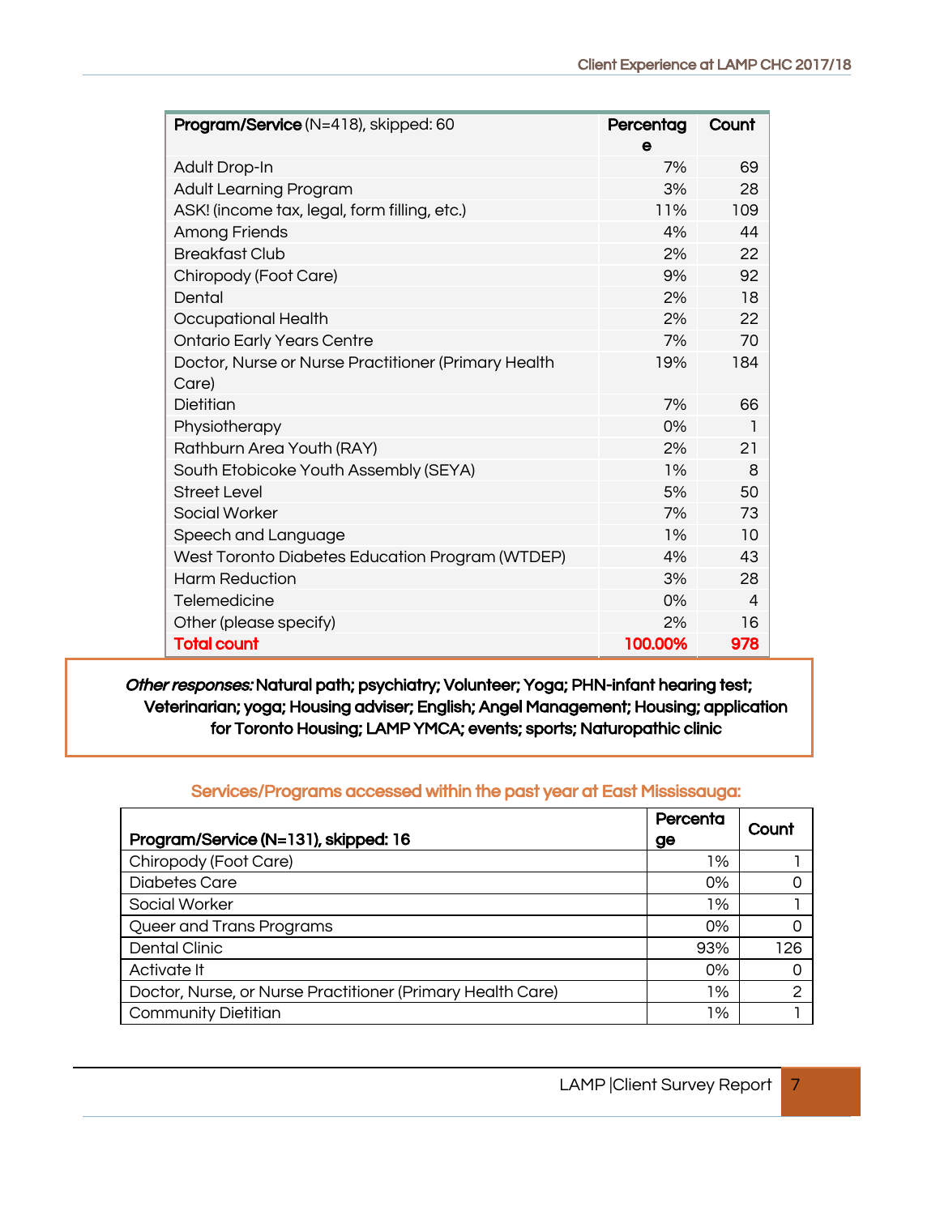| **Program/Service** (N=418), skipped: 60 | **Percentage** | **Count** |
|---|---|---|
| Adult Drop-In | 7% | 69 |
| Adult Learning Program | 3% | 28 |
| ASK! (income tax, legal, form filling, etc.) | 11% | 109 |
| Among Friends | 4% | 44 |
| Breakfast Club | 2% | 22 |
| Chiropody (Foot Care) | 9% | 92 |
| Dental | 2% | 18 |
| Occupational Health | 2% | 22 |
| Ontario Early Years Centre | 7% | 70 |
| Doctor, Nurse or Nurse Practitioner (Primary Health Care) | 19% | 184 |
| Dietitian | 7% | 66 |
| Physiotherapy | 0% | 1 |
| Rathburn Area Youth (RAY) | 2% | 21 |
| South Etobicoke Youth Assembly (SEYA) | 1% | 8 |
| Street Level | 5% | 50 |
| Social Worker | 7% | 73 |
| Speech and Language | 1% | 10 |
| West Toronto Diabetes Education Program (WTDEP) | 4% | 43 |
| Harm Reduction | 3% | 28 |
| Telemedicine | 0% | 4 |
| Other (please specify) | 2% | 16 |
| **Total count** | **100.00%** | **978** |

***Other responses:*** **Natural path; psychiatry; Volunteer; Yoga; PHN-infant hearing test; Veterinarian; yoga; Housing adviser; English; Angel Management; Housing; application for Toronto Housing; LAMP YMCA; events; sports; Naturopathic clinic**

### Services/Programs accessed within the past year at East Mississauga:

| **Program/Service (N=131), skipped: 16** | **Percentage** | **Count** |
|---|---|---|
| Chiropody (Foot Care) | 1% | 1 |
| Diabetes Care | 0% | 0 |
| Social Worker | 1% | 1 |
| Queer and Trans Programs | 0% | 0 |
| Dental Clinic | 93% | 126 |
| Activate It | 0% | 0 |
| Doctor, Nurse, or Nurse Practitioner (Primary Health Care) | 1% | 2 |
| Community Dietitian | 1% | 1 |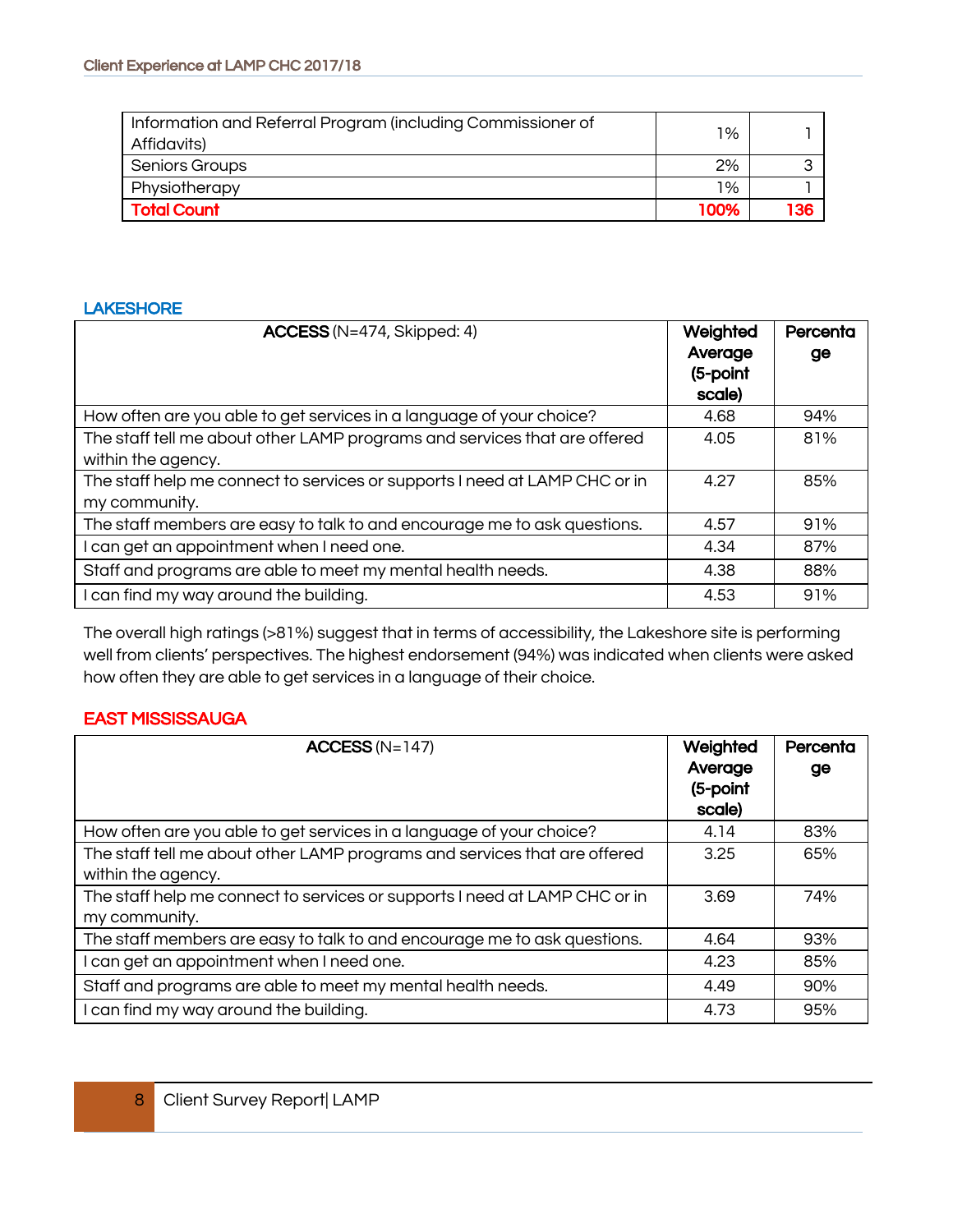| Information and Referral Program (including Commissioner of Affidavits) | 1% | 1 |
|---|---|---|
| Seniors Groups | 2% | 3 |
| Physiotherapy | 1% | 1 |
| **Total Count** | **100%** | **136** |

## LAKESHORE

| **ACCESS** (N=474, Skipped: 4) | **Weighted Average (5-point scale)** | **Percentage** |
|---|---|---|
| How often are you able to get services in a language of your choice? | 4.68 | 94% |
| The staff tell me about other LAMP programs and services that are offered within the agency. | 4.05 | 81% |
| The staff help me connect to services or supports I need at LAMP CHC or in my community. | 4.27 | 85% |
| The staff members are easy to talk to and encourage me to ask questions. | 4.57 | 91% |
| I can get an appointment when I need one. | 4.34 | 87% |
| Staff and programs are able to meet my mental health needs. | 4.38 | 88% |
| I can find my way around the building. | 4.53 | 91% |

The overall high ratings (>81%) suggest that in terms of accessibility, the Lakeshore site is performing well from clients' perspectives. The highest endorsement (94%) was indicated when clients were asked how often they are able to get services in a language of their choice.

## EAST MISSISSAUGA

| **ACCESS** (N=147) | **Weighted Average (5-point scale)** | **Percentage** |
|---|---|---|
| How often are you able to get services in a language of your choice? | 4.14 | 83% |
| The staff tell me about other LAMP programs and services that are offered within the agency. | 3.25 | 65% |
| The staff help me connect to services or supports I need at LAMP CHC or in my community. | 3.69 | 74% |
| The staff members are easy to talk to and encourage me to ask questions. | 4.64 | 93% |
| I can get an appointment when I need one. | 4.23 | 85% |
| Staff and programs are able to meet my mental health needs. | 4.49 | 90% |
| I can find my way around the building. | 4.73 | 95% |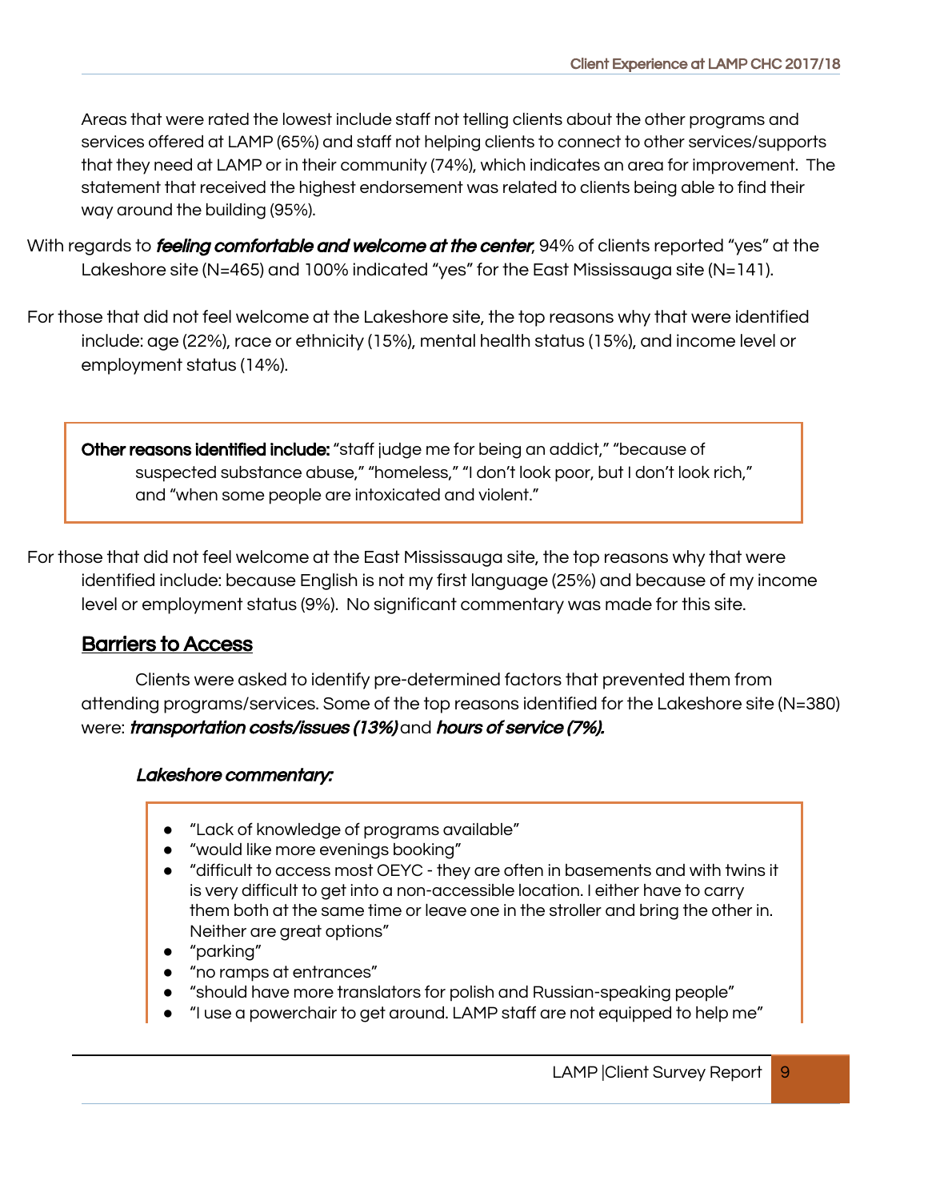Areas that were rated the lowest include staff not telling clients about the other programs and services offered at LAMP (65%) and staff not helping clients to connect to other services/supports that they need at LAMP or in their community (74%), which indicates an area for improvement. The statement that received the highest endorsement was related to clients being able to find their way around the building (95%).

With regards to ***feeling comfortable and welcome at the center***, 94% of clients reported "yes" at the Lakeshore site (N=465) and 100% indicated "yes" for the East Mississauga site (N=141).

For those that did not feel welcome at the Lakeshore site, the top reasons why that were identified include: age (22%), race or ethnicity (15%), mental health status (15%), and income level or employment status (14%).

> **Other reasons identified include:** "staff judge me for being an addict," "because of suspected substance abuse," "homeless," "I don't look poor, but I don't look rich," and "when some people are intoxicated and violent."

For those that did not feel welcome at the East Mississauga site, the top reasons why that were identified include: because English is not my first language (25%) and because of my income level or employment status (9%). No significant commentary was made for this site.

## Barriers to Access

Clients were asked to identify pre-determined factors that prevented them from attending programs/services. Some of the top reasons identified for the Lakeshore site (N=380) were: ***transportation costs/issues (13%)*** and ***hours of service (7%).***

***Lakeshore commentary:***

- "Lack of knowledge of programs available"
- "would like more evenings booking"
- "difficult to access most OEYC - they are often in basements and with twins it is very difficult to get into a non-accessible location. I either have to carry them both at the same time or leave one in the stroller and bring the other in. Neither are great options"
- "parking"
- "no ramps at entrances"
- "should have more translators for polish and Russian-speaking people"
- "I use a powerchair to get around. LAMP staff are not equipped to help me"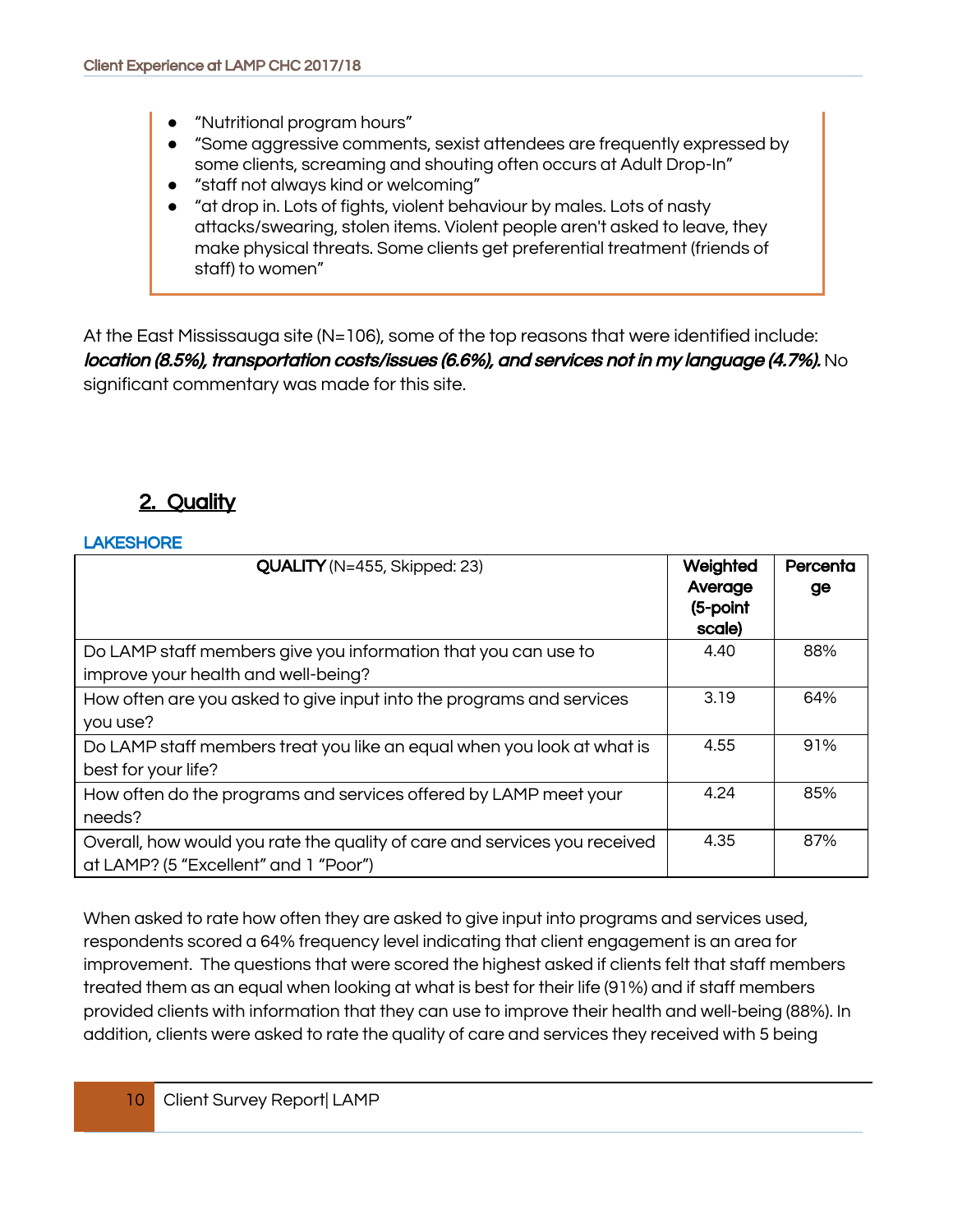- "Nutritional program hours"
- "Some aggressive comments, sexist attendees are frequently expressed by some clients, screaming and shouting often occurs at Adult Drop-In"
- "staff not always kind or welcoming"
- "at drop in. Lots of fights, violent behaviour by males. Lots of nasty attacks/swearing, stolen items. Violent people aren't asked to leave, they make physical threats. Some clients get preferential treatment (friends of staff) to women"

At the East Mississauga site (N=106), some of the top reasons that were identified include: ***location (8.5%), transportation costs/issues (6.6%), and services not in my language (4.7%).*** No significant commentary was made for this site.

## 2. Quality

### LAKESHORE

| **QUALITY** (N=455, Skipped: 23) | **Weighted Average (5-point scale)** | **Percentage** |
|---|---|---|
| Do LAMP staff members give you information that you can use to improve your health and well-being? | 4.40 | 88% |
| How often are you asked to give input into the programs and services you use? | 3.19 | 64% |
| Do LAMP staff members treat you like an equal when you look at what is best for your life? | 4.55 | 91% |
| How often do the programs and services offered by LAMP meet your needs? | 4.24 | 85% |
| Overall, how would you rate the quality of care and services you received at LAMP? (5 "Excellent" and 1 "Poor") | 4.35 | 87% |

When asked to rate how often they are asked to give input into programs and services used, respondents scored a 64% frequency level indicating that client engagement is an area for improvement. The questions that were scored the highest asked if clients felt that staff members treated them as an equal when looking at what is best for their life (91%) and if staff members provided clients with information that they can use to improve their health and well-being (88%). In addition, clients were asked to rate the quality of care and services they received with 5 being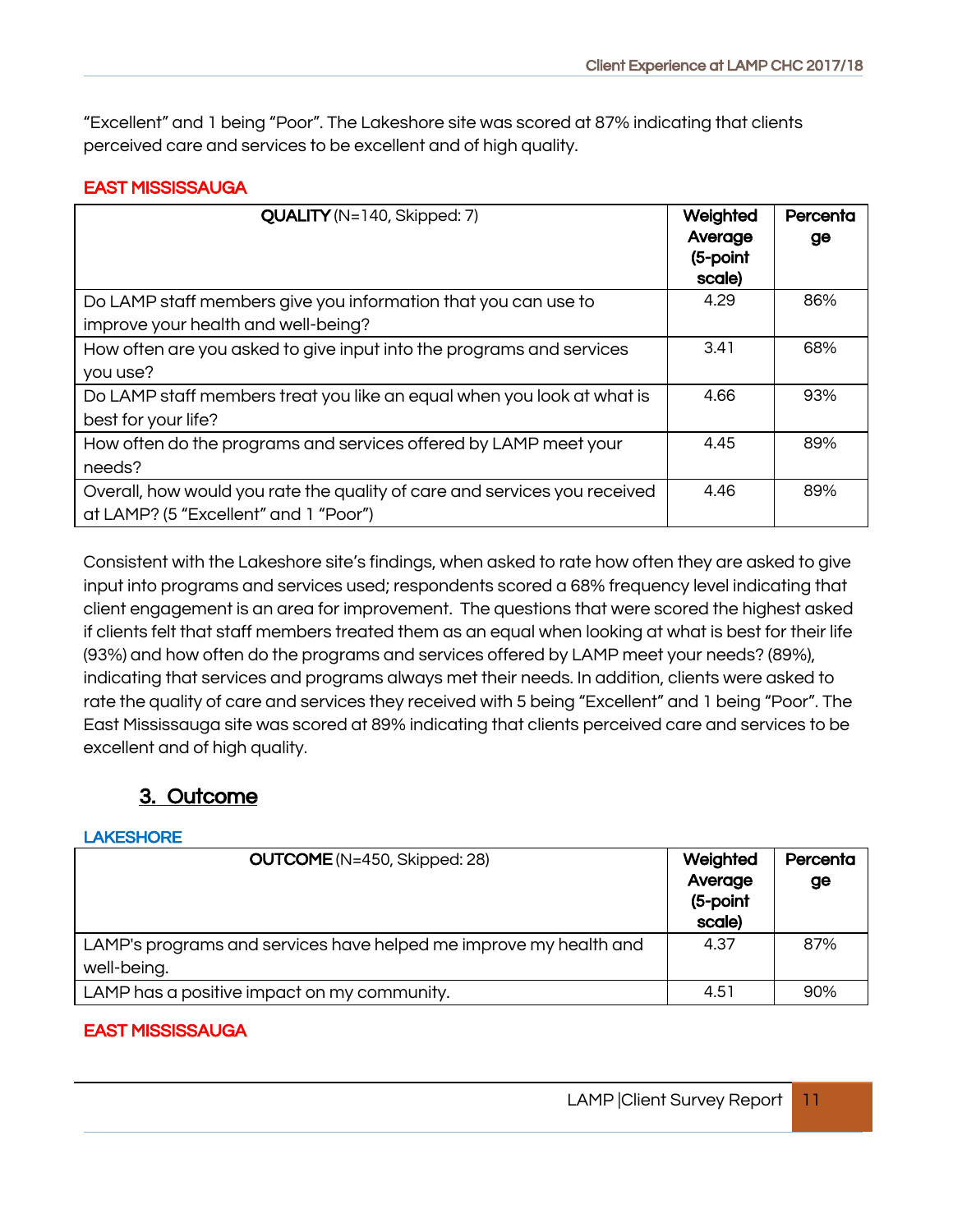"Excellent" and 1 being "Poor". The Lakeshore site was scored at 87% indicating that clients perceived care and services to be excellent and of high quality.

#### EAST MISSISSAUGA

| **QUALITY** (N=140, Skipped: 7) | **Weighted Average (5-point scale)** | **Percentage** |
|---|---|---|
| Do LAMP staff members give you information that you can use to improve your health and well-being? | 4.29 | 86% |
| How often are you asked to give input into the programs and services you use? | 3.41 | 68% |
| Do LAMP staff members treat you like an equal when you look at what is best for your life? | 4.66 | 93% |
| How often do the programs and services offered by LAMP meet your needs? | 4.45 | 89% |
| Overall, how would you rate the quality of care and services you received at LAMP? (5 "Excellent" and 1 "Poor") | 4.46 | 89% |

Consistent with the Lakeshore site's findings, when asked to rate how often they are asked to give input into programs and services used; respondents scored a 68% frequency level indicating that client engagement is an area for improvement. The questions that were scored the highest asked if clients felt that staff members treated them as an equal when looking at what is best for their life (93%) and how often do the programs and services offered by LAMP meet your needs? (89%), indicating that services and programs always met their needs. In addition, clients were asked to rate the quality of care and services they received with 5 being "Excellent" and 1 being "Poor". The East Mississauga site was scored at 89% indicating that clients perceived care and services to be excellent and of high quality.

## 3. Outcome

#### LAKESHORE

| **OUTCOME** (N=450, Skipped: 28) | **Weighted Average (5-point scale)** | **Percentage** |
|---|---|---|
| LAMP's programs and services have helped me improve my health and well-being. | 4.37 | 87% |
| LAMP has a positive impact on my community. | 4.51 | 90% |

#### EAST MISSISSAUGA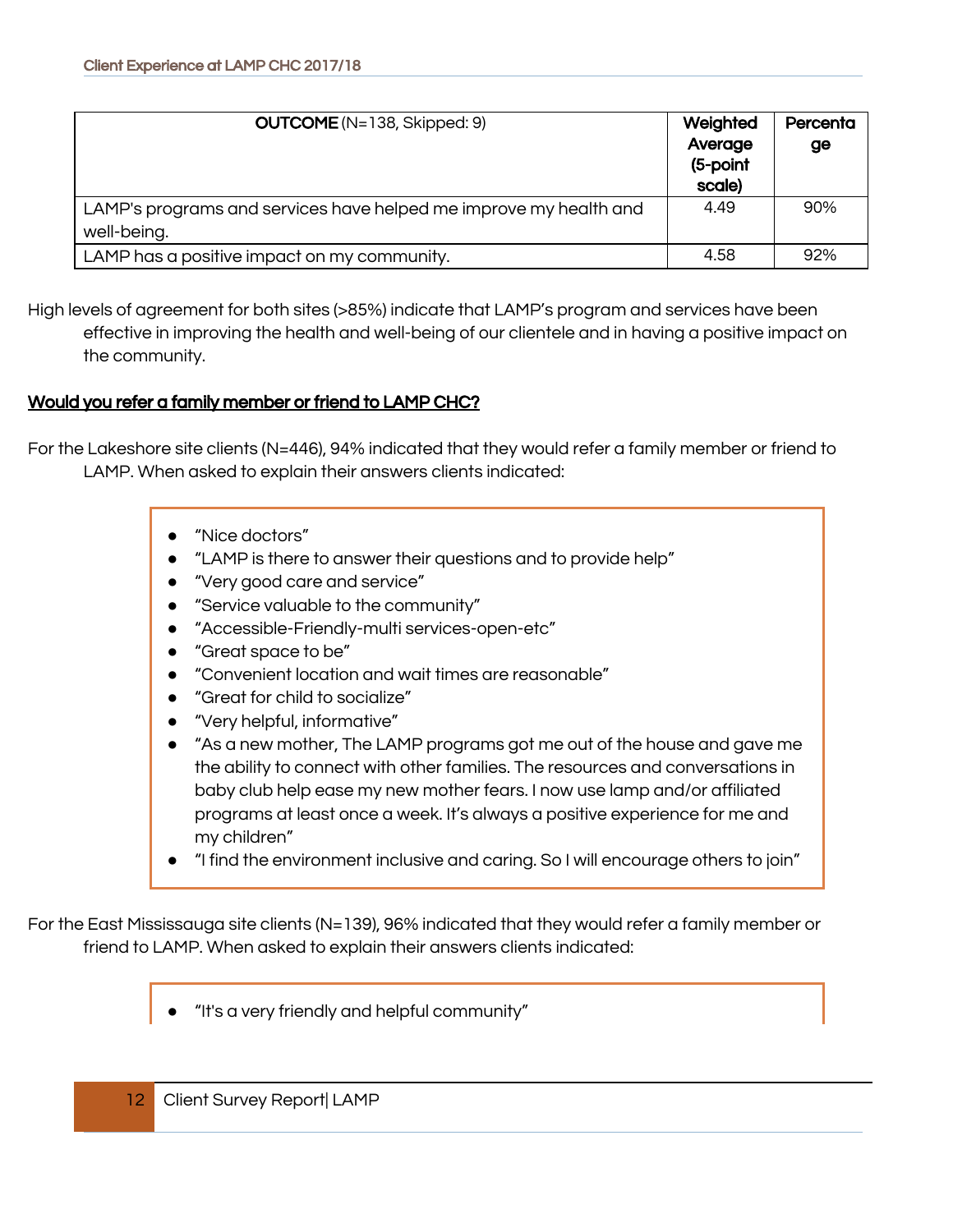| **OUTCOME** (N=138, Skipped: 9) | **Weighted Average (5-point scale)** | **Percentage** |
|---|---|---|
| LAMP's programs and services have helped me improve my health and well-being. | 4.49 | 90% |
| LAMP has a positive impact on my community. | 4.58 | 92% |

High levels of agreement for both sites (>85%) indicate that LAMP's program and services have been effective in improving the health and well-being of our clientele and in having a positive impact on the community.

## Would you refer a family member or friend to LAMP CHC?

For the Lakeshore site clients (N=446), 94% indicated that they would refer a family member or friend to LAMP. When asked to explain their answers clients indicated:

- "Nice doctors"
- "LAMP is there to answer their questions and to provide help"
- "Very good care and service"
- "Service valuable to the community"
- "Accessible-Friendly-multi services-open-etc"
- "Great space to be"
- "Convenient location and wait times are reasonable"
- "Great for child to socialize"
- "Very helpful, informative"
- "As a new mother, The LAMP programs got me out of the house and gave me the ability to connect with other families. The resources and conversations in baby club help ease my new mother fears. I now use lamp and/or affiliated programs at least once a week. It's always a positive experience for me and my children"
- "I find the environment inclusive and caring. So I will encourage others to join"

For the East Mississauga site clients (N=139), 96% indicated that they would refer a family member or friend to LAMP. When asked to explain their answers clients indicated:

- "It's a very friendly and helpful community"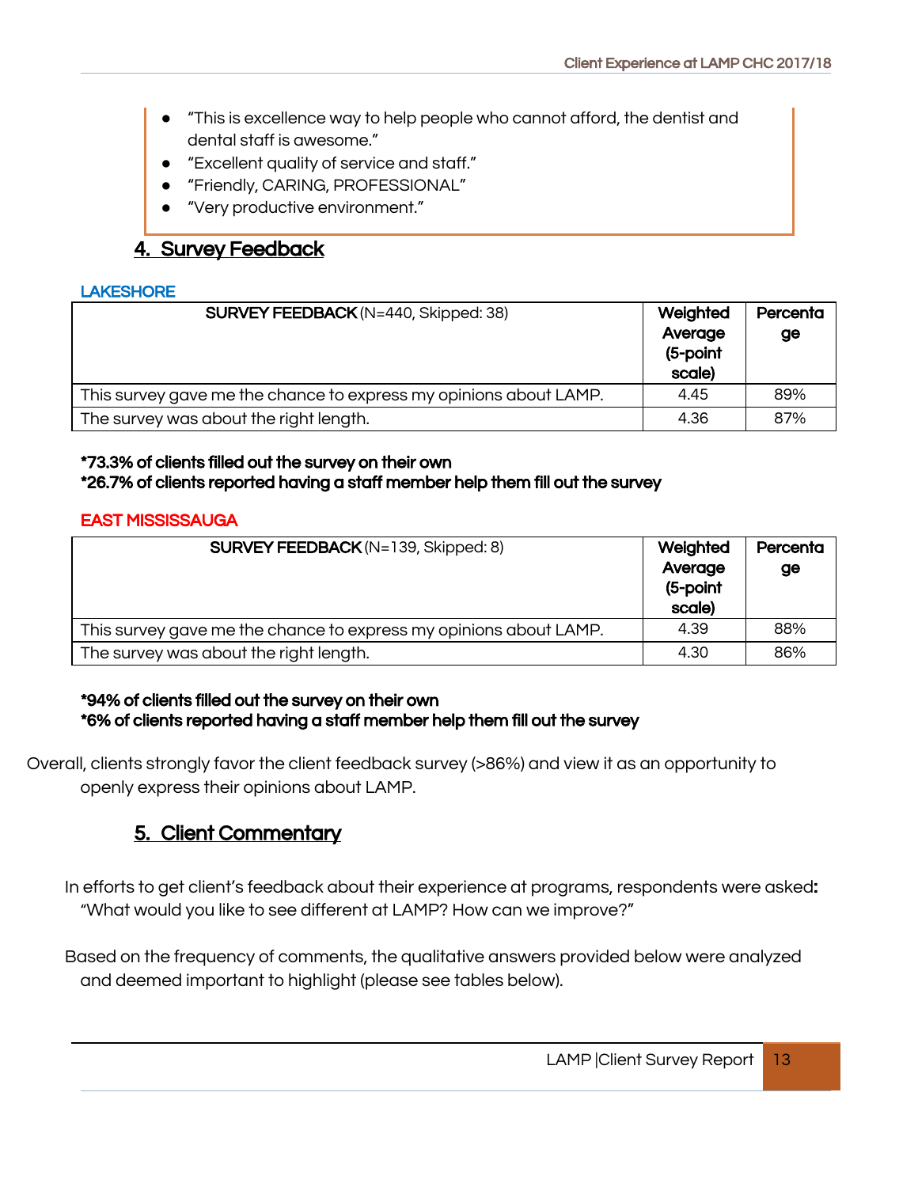- "This is excellence way to help people who cannot afford, the dentist and dental staff is awesome."
- "Excellent quality of service and staff."
- "Friendly, CARING, PROFESSIONAL"
- "Very productive environment."

## 4. Survey Feedback

### LAKESHORE

| **SURVEY FEEDBACK** (N=440, Skipped: 38) | **Weighted Average (5-point scale)** | **Percentage** |
|---|---|---|
| This survey gave me the chance to express my opinions about LAMP. | 4.45 | 89% |
| The survey was about the right length. | 4.36 | 87% |

**\*73.3% of clients filled out the survey on their own**
**\*26.7% of clients reported having a staff member help them fill out the survey**

### EAST MISSISSAUGA

| **SURVEY FEEDBACK** (N=139, Skipped: 8) | **Weighted Average (5-point scale)** | **Percentage** |
|---|---|---|
| This survey gave me the chance to express my opinions about LAMP. | 4.39 | 88% |
| The survey was about the right length. | 4.30 | 86% |

**\*94% of clients filled out the survey on their own**
**\*6% of clients reported having a staff member help them fill out the survey**

Overall, clients strongly favor the client feedback survey (>86%) and view it as an opportunity to openly express their opinions about LAMP.

## 5. Client Commentary

In efforts to get client's feedback about their experience at programs, respondents were asked**:** "What would you like to see different at LAMP? How can we improve?"

Based on the frequency of comments, the qualitative answers provided below were analyzed and deemed important to highlight (please see tables below).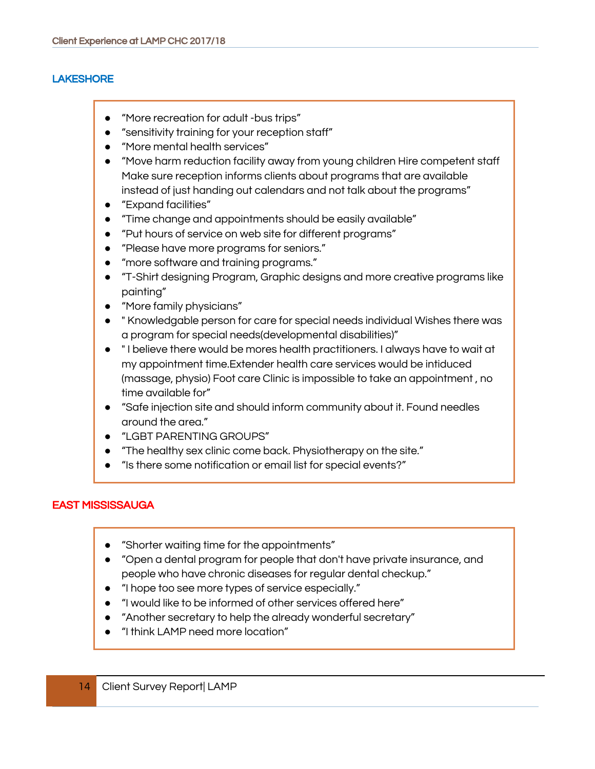## LAKESHORE

- "More recreation for adult -bus trips"
- "sensitivity training for your reception staff"
- "More mental health services"
- "Move harm reduction facility away from young children Hire competent staff Make sure reception informs clients about programs that are available instead of just handing out calendars and not talk about the programs"
- "Expand facilities"
- "Time change and appointments should be easily available"
- "Put hours of service on web site for different programs"
- "Please have more programs for seniors."
- "more software and training programs."
- "T-Shirt designing Program, Graphic designs and more creative programs like painting"
- "More family physicians"
- " Knowledgable person for care for special needs individual Wishes there was a program for special needs(developmental disabilities)"
- " I believe there would be mores health practitioners. I always have to wait at my appointment time.Extender health care services would be intiduced (massage, physio) Foot care Clinic is impossible to take an appointment , no time available for"
- "Safe injection site and should inform community about it. Found needles around the area."
- "LGBT PARENTING GROUPS"
- "The healthy sex clinic come back. Physiotherapy on the site."
- "Is there some notification or email list for special events?"

## EAST MISSISSAUGA

- "Shorter waiting time for the appointments"
- "Open a dental program for people that don't have private insurance, and people who have chronic diseases for regular dental checkup."
- "I hope too see more types of service especially."
- "I would like to be informed of other services offered here"
- "Another secretary to help the already wonderful secretary"
- "I think LAMP need more location"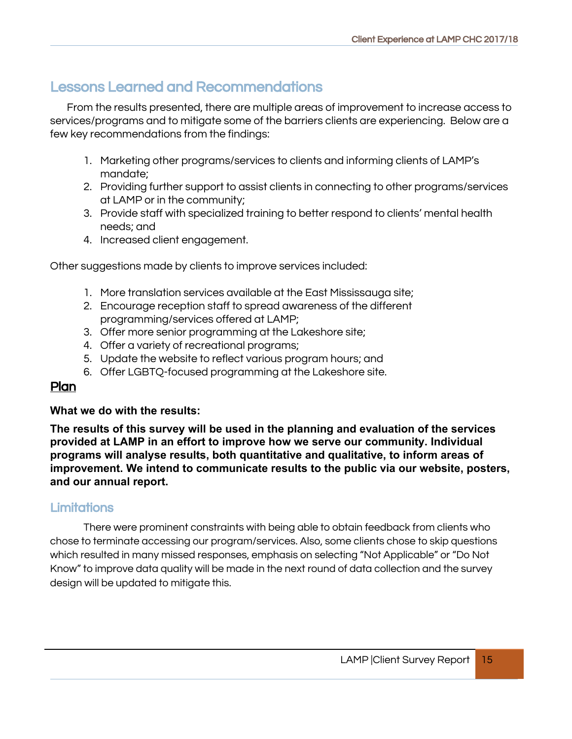## Lessons Learned and Recommendations

From the results presented, there are multiple areas of improvement to increase access to services/programs and to mitigate some of the barriers clients are experiencing. Below are a few key recommendations from the findings:

1. Marketing other programs/services to clients and informing clients of LAMP's mandate;
2. Providing further support to assist clients in connecting to other programs/services at LAMP or in the community;
3. Provide staff with specialized training to better respond to clients' mental health needs; and
4. Increased client engagement.

Other suggestions made by clients to improve services included:

1. More translation services available at the East Mississauga site;
2. Encourage reception staff to spread awareness of the different programming/services offered at LAMP;
3. Offer more senior programming at the Lakeshore site;
4. Offer a variety of recreational programs;
5. Update the website to reflect various program hours; and
6. Offer LGBTQ-focused programming at the Lakeshore site.

## Plan

**What we do with the results:**

**The results of this survey will be used in the planning and evaluation of the services provided at LAMP in an effort to improve how we serve our community. Individual programs will analyse results, both quantitative and qualitative, to inform areas of improvement. We intend to communicate results to the public via our website, posters, and our annual report.**

## Limitations

There were prominent constraints with being able to obtain feedback from clients who chose to terminate accessing our program/services. Also, some clients chose to skip questions which resulted in many missed responses, emphasis on selecting "Not Applicable" or "Do Not Know" to improve data quality will be made in the next round of data collection and the survey design will be updated to mitigate this.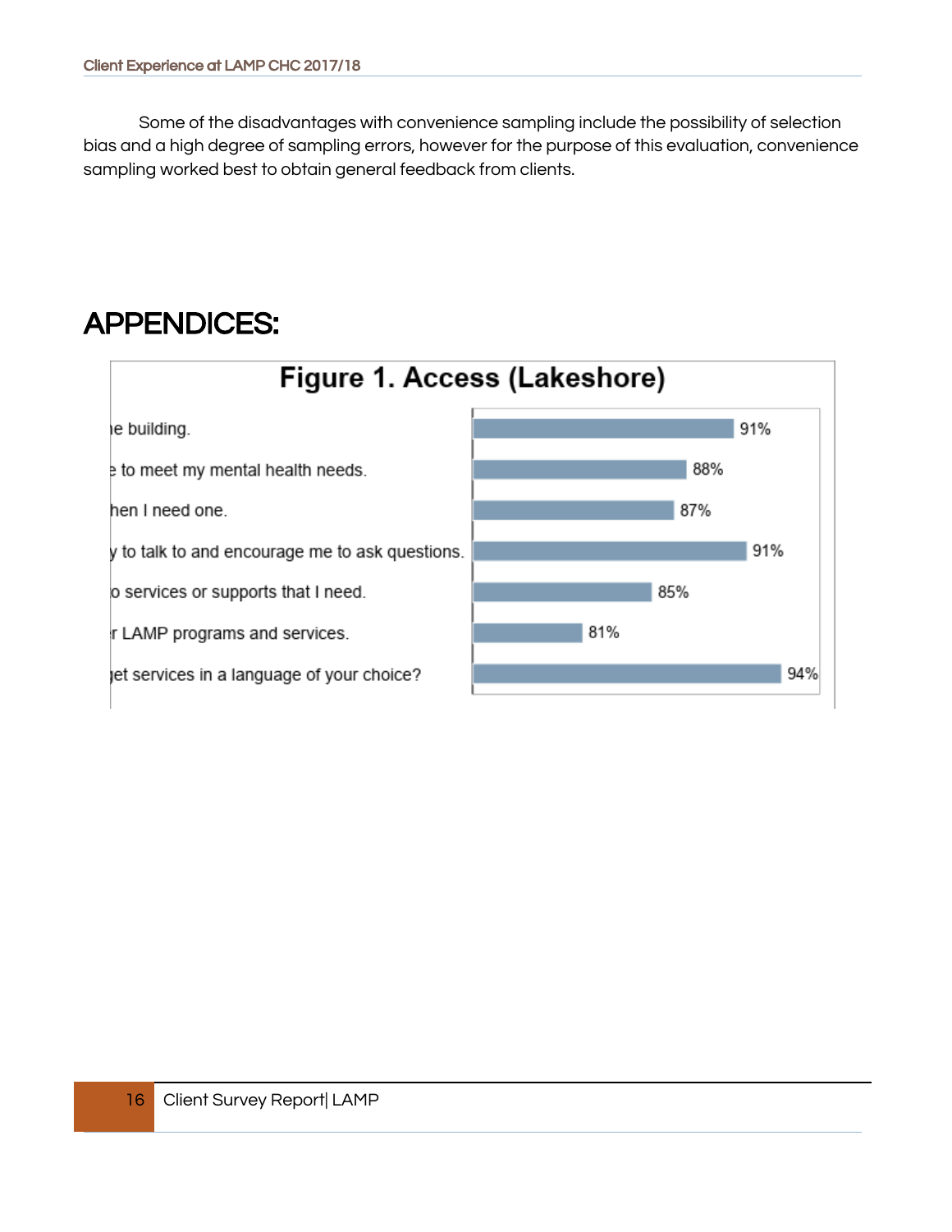Some of the disadvantages with convenience sampling include the possibility of selection bias and a high degree of sampling errors, however for the purpose of this evaluation, convenience sampling worked best to obtain general feedback from clients.

# APPENDICES:

**Figure 1. Access (Lakeshore)**

| Item | % |
|---|---|
| ...e building. | 91% |
| ...e to meet my mental health needs. | 88% |
| ...hen I need one. | 87% |
| ...y to talk to and encourage me to ask questions. | 91% |
| ...o services or supports that I need. | 85% |
| ...r LAMP programs and services. | 81% |
| ...jet services in a language of your choice? | 94% |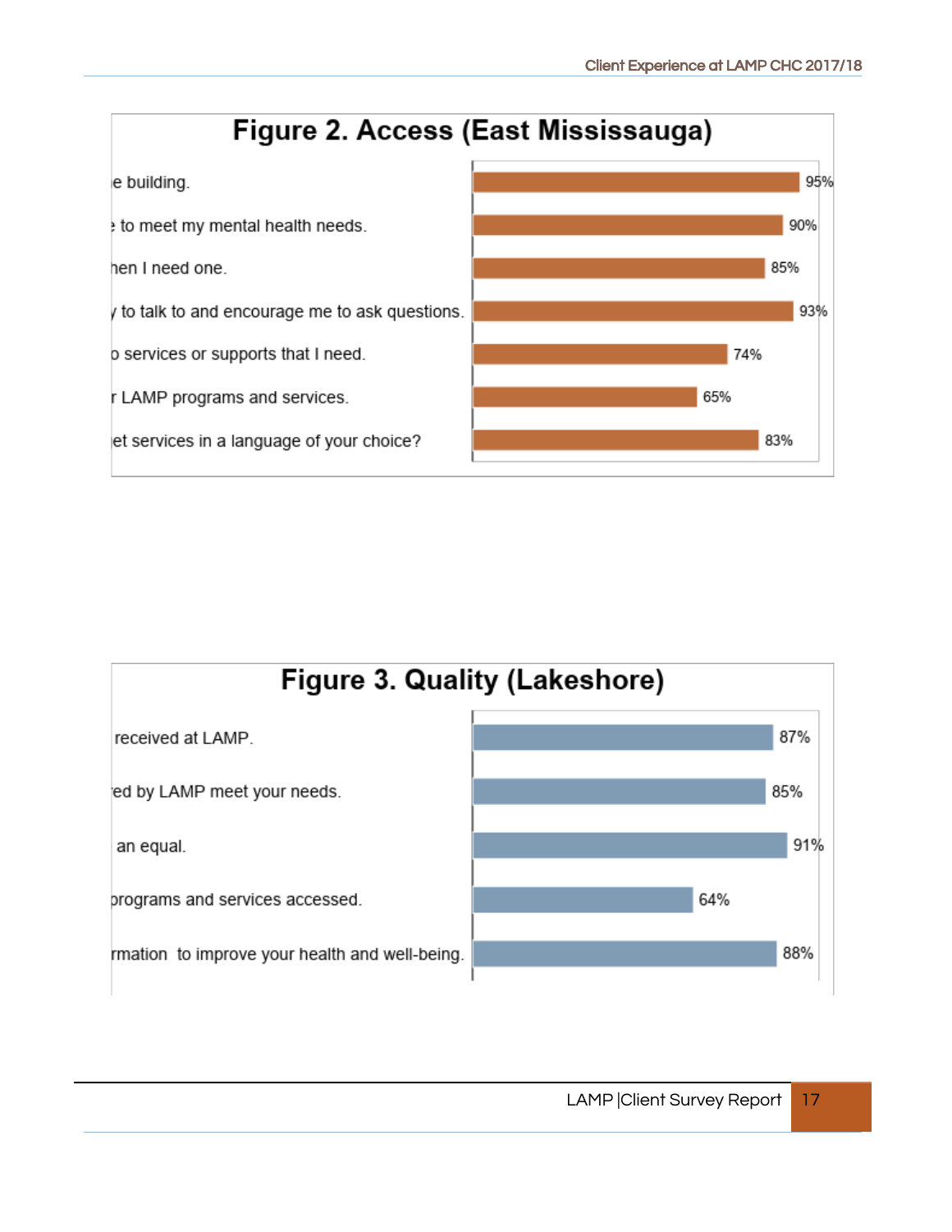## Figure 2. Access (East Mississauga)

| Item | % |
|---|---|
| e building. | 95% |
| to meet my mental health needs. | 90% |
| hen I need one. | 85% |
| to talk to and encourage me to ask questions. | 93% |
| o services or supports that I need. | 74% |
| r LAMP programs and services. | 65% |
| et services in a language of your choice? | 83% |

## Figure 3. Quality (Lakeshore)

| Item | % |
|---|---|
| received at LAMP. | 87% |
| ed by LAMP meet your needs. | 85% |
| an equal. | 91% |
| programs and services accessed. | 64% |
| rmation to improve your health and well-being. | 88% |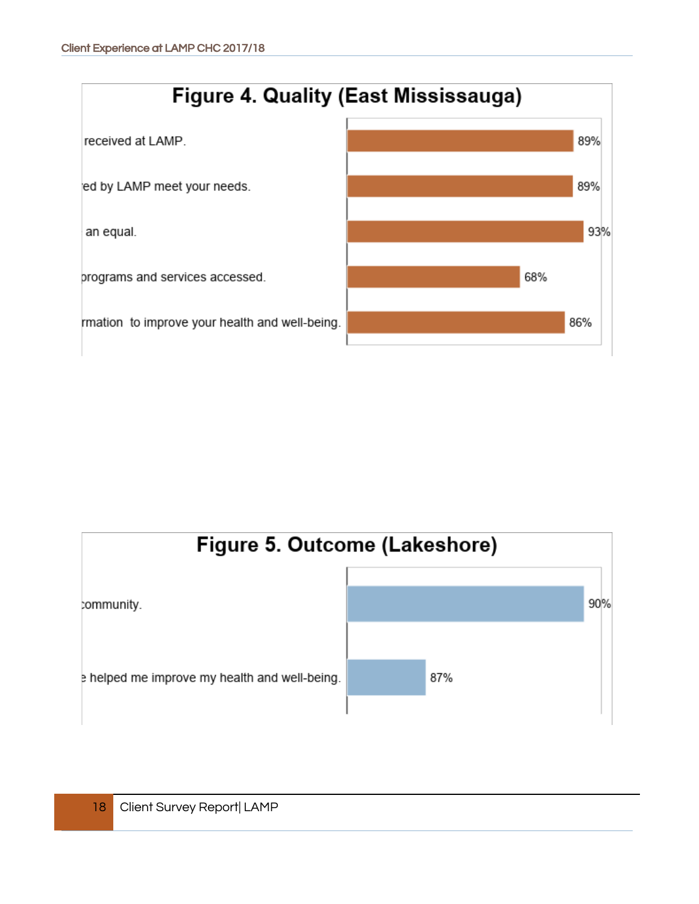## Figure 4. Quality (East Mississauga)

| Item | % |
|---|---|
| received at LAMP. | 89% |
| ed by LAMP meet your needs. | 89% |
| an equal. | 93% |
| programs and services accessed. | 68% |
| rmation to improve your health and well-being. | 86% |

## Figure 5. Outcome (Lakeshore)

| Item | % |
|---|---|
| community. | 90% |
| e helped me improve my health and well-being. | 87% |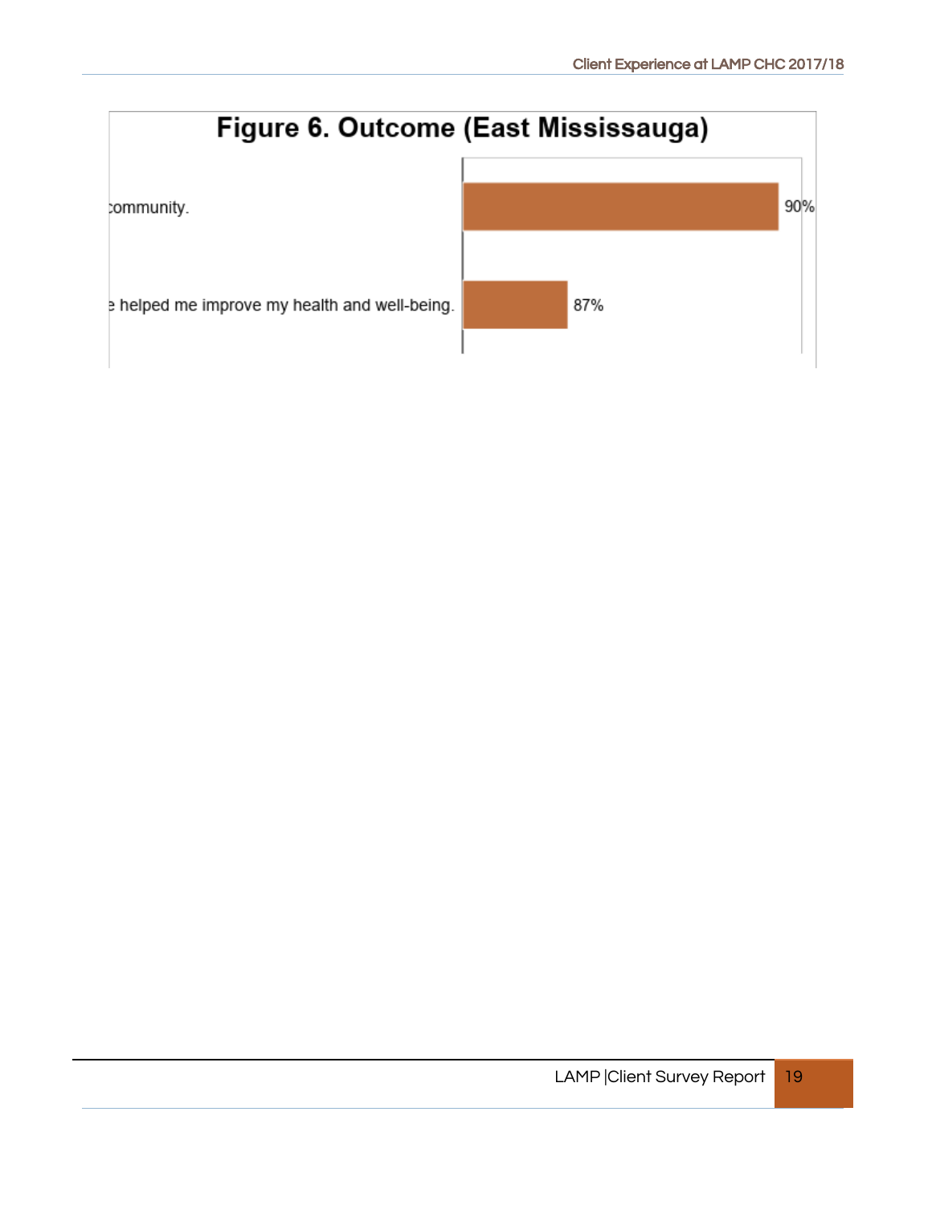**Figure 6. Outcome (East Mississauga)**

| | |
|---|---|
| :ommunity. | 90% |
| ; helped me improve my health and well-being. | 87% |